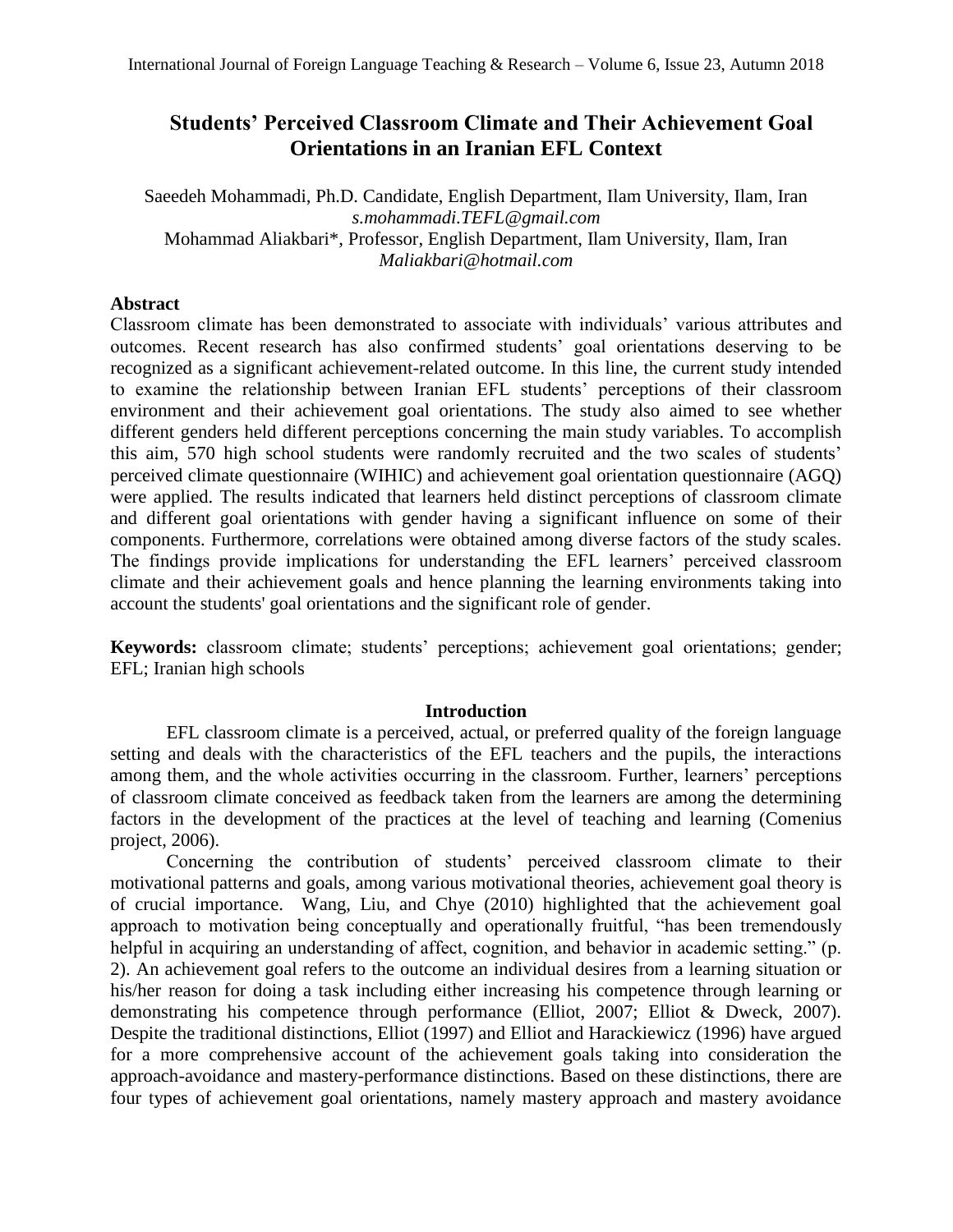# Students' Perceived Classroom Climate and Their Achievement Goal Orientations in an Iranian EFL Context

Saeedeh Mohammadi, Ph.D. Candidate, English Department, Ilam University, Ilam, Iran
*s.mohammadi.TEFL@gmail.com*
Mohammad Aliakbari*, Professor, English Department, Ilam University, Ilam, Iran
*Maliakbari@hotmail.com*

## Abstract

Classroom climate has been demonstrated to associate with individuals' various attributes and outcomes. Recent research has also confirmed students' goal orientations deserving to be recognized as a significant achievement-related outcome. In this line, the current study intended to examine the relationship between Iranian EFL students' perceptions of their classroom environment and their achievement goal orientations. The study also aimed to see whether different genders held different perceptions concerning the main study variables. To accomplish this aim, 570 high school students were randomly recruited and the two scales of students' perceived climate questionnaire (WIHIC) and achievement goal orientation questionnaire (AGQ) were applied. The results indicated that learners held distinct perceptions of classroom climate and different goal orientations with gender having a significant influence on some of their components. Furthermore, correlations were obtained among diverse factors of the study scales. The findings provide implications for understanding the EFL learners' perceived classroom climate and their achievement goals and hence planning the learning environments taking into account the students' goal orientations and the significant role of gender.

**Keywords:** classroom climate; students' perceptions; achievement goal orientations; gender; EFL; Iranian high schools

## Introduction

EFL classroom climate is a perceived, actual, or preferred quality of the foreign language setting and deals with the characteristics of the EFL teachers and the pupils, the interactions among them, and the whole activities occurring in the classroom. Further, learners' perceptions of classroom climate conceived as feedback taken from the learners are among the determining factors in the development of the practices at the level of teaching and learning (Comenius project, 2006).

Concerning the contribution of students' perceived classroom climate to their motivational patterns and goals, among various motivational theories, achievement goal theory is of crucial importance. Wang, Liu, and Chye (2010) highlighted that the achievement goal approach to motivation being conceptually and operationally fruitful, "has been tremendously helpful in acquiring an understanding of affect, cognition, and behavior in academic setting." (p. 2). An achievement goal refers to the outcome an individual desires from a learning situation or his/her reason for doing a task including either increasing his competence through learning or demonstrating his competence through performance (Elliot, 2007; Elliot & Dweck, 2007). Despite the traditional distinctions, Elliot (1997) and Elliot and Harackiewicz (1996) have argued for a more comprehensive account of the achievement goals taking into consideration the approach-avoidance and mastery-performance distinctions. Based on these distinctions, there are four types of achievement goal orientations, namely mastery approach and mastery avoidance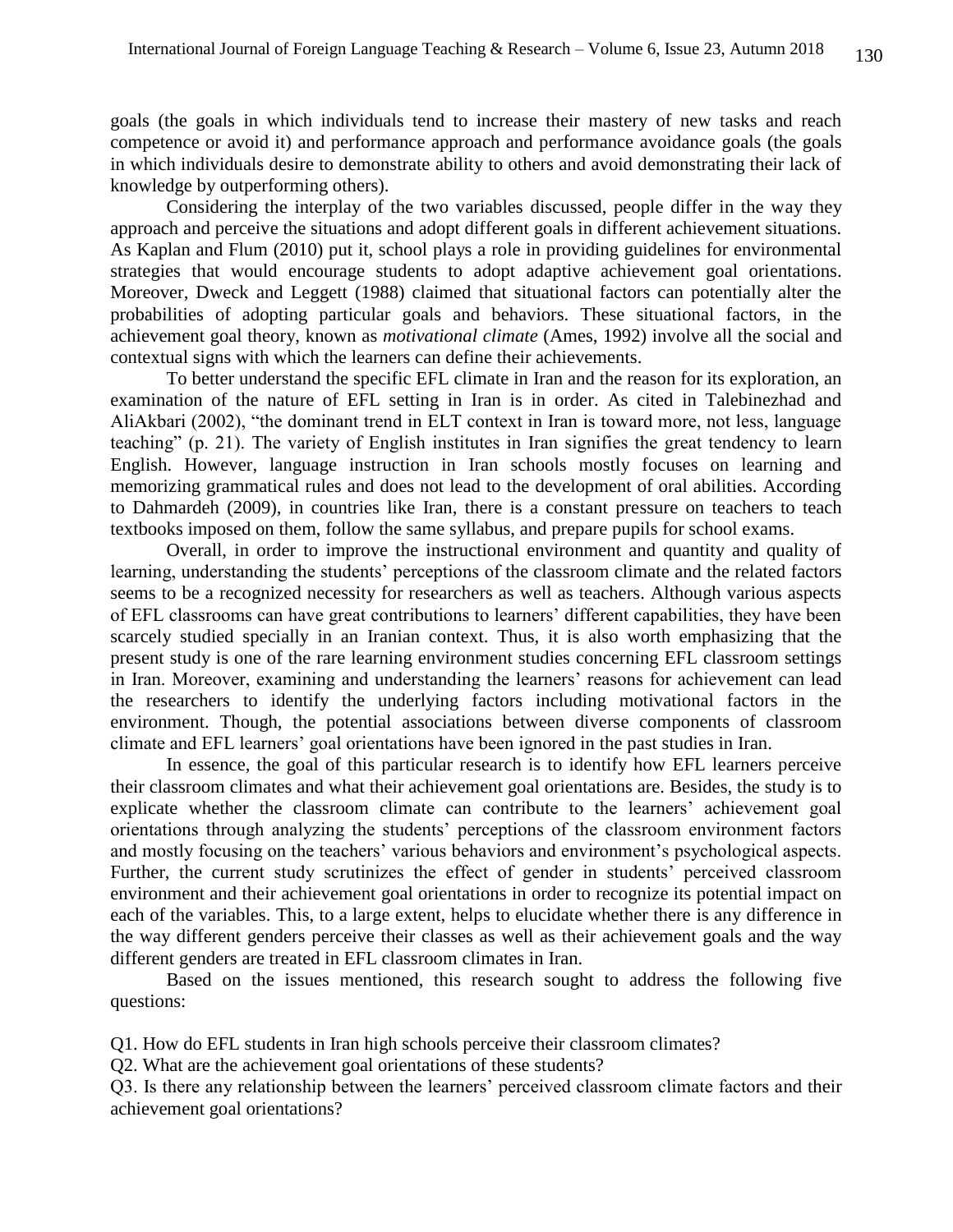goals (the goals in which individuals tend to increase their mastery of new tasks and reach competence or avoid it) and performance approach and performance avoidance goals (the goals in which individuals desire to demonstrate ability to others and avoid demonstrating their lack of knowledge by outperforming others).

Considering the interplay of the two variables discussed, people differ in the way they approach and perceive the situations and adopt different goals in different achievement situations. As Kaplan and Flum (2010) put it, school plays a role in providing guidelines for environmental strategies that would encourage students to adopt adaptive achievement goal orientations. Moreover, Dweck and Leggett (1988) claimed that situational factors can potentially alter the probabilities of adopting particular goals and behaviors. These situational factors, in the achievement goal theory, known as *motivational climate* (Ames, 1992) involve all the social and contextual signs with which the learners can define their achievements.

To better understand the specific EFL climate in Iran and the reason for its exploration, an examination of the nature of EFL setting in Iran is in order. As cited in Talebinezhad and AliAkbari (2002), "the dominant trend in ELT context in Iran is toward more, not less, language teaching" (p. 21). The variety of English institutes in Iran signifies the great tendency to learn English. However, language instruction in Iran schools mostly focuses on learning and memorizing grammatical rules and does not lead to the development of oral abilities. According to Dahmardeh (2009), in countries like Iran, there is a constant pressure on teachers to teach textbooks imposed on them, follow the same syllabus, and prepare pupils for school exams.

Overall, in order to improve the instructional environment and quantity and quality of learning, understanding the students' perceptions of the classroom climate and the related factors seems to be a recognized necessity for researchers as well as teachers. Although various aspects of EFL classrooms can have great contributions to learners' different capabilities, they have been scarcely studied specially in an Iranian context. Thus, it is also worth emphasizing that the present study is one of the rare learning environment studies concerning EFL classroom settings in Iran. Moreover, examining and understanding the learners' reasons for achievement can lead the researchers to identify the underlying factors including motivational factors in the environment. Though, the potential associations between diverse components of classroom climate and EFL learners' goal orientations have been ignored in the past studies in Iran.

In essence, the goal of this particular research is to identify how EFL learners perceive their classroom climates and what their achievement goal orientations are. Besides, the study is to explicate whether the classroom climate can contribute to the learners' achievement goal orientations through analyzing the students' perceptions of the classroom environment factors and mostly focusing on the teachers' various behaviors and environment's psychological aspects. Further, the current study scrutinizes the effect of gender in students' perceived classroom environment and their achievement goal orientations in order to recognize its potential impact on each of the variables. This, to a large extent, helps to elucidate whether there is any difference in the way different genders perceive their classes as well as their achievement goals and the way different genders are treated in EFL classroom climates in Iran.

Based on the issues mentioned, this research sought to address the following five questions:

Q1. How do EFL students in Iran high schools perceive their classroom climates?

Q2. What are the achievement goal orientations of these students?

Q3. Is there any relationship between the learners' perceived classroom climate factors and their achievement goal orientations?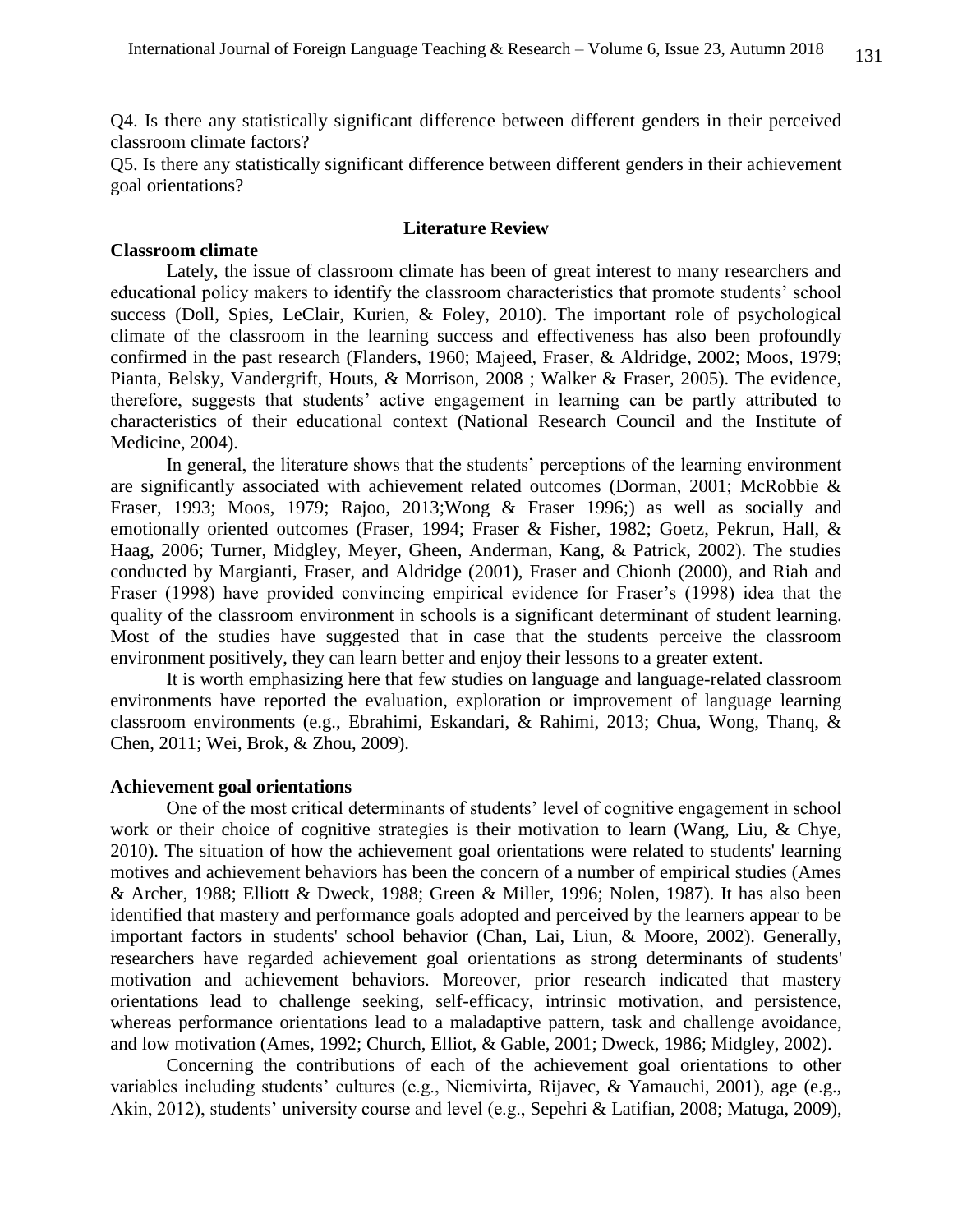Q4. Is there any statistically significant difference between different genders in their perceived classroom climate factors?
Q5. Is there any statistically significant difference between different genders in their achievement goal orientations?

## Literature Review

### Classroom climate

Lately, the issue of classroom climate has been of great interest to many researchers and educational policy makers to identify the classroom characteristics that promote students' school success (Doll, Spies, LeClair, Kurien, & Foley, 2010). The important role of psychological climate of the classroom in the learning success and effectiveness has also been profoundly confirmed in the past research (Flanders, 1960; Majeed, Fraser, & Aldridge, 2002; Moos, 1979; Pianta, Belsky, Vandergrift, Houts, & Morrison, 2008 ; Walker & Fraser, 2005). The evidence, therefore, suggests that students' active engagement in learning can be partly attributed to characteristics of their educational context (National Research Council and the Institute of Medicine, 2004).

In general, the literature shows that the students' perceptions of the learning environment are significantly associated with achievement related outcomes (Dorman, 2001; McRobbie & Fraser, 1993; Moos, 1979; Rajoo, 2013;Wong & Fraser 1996;) as well as socially and emotionally oriented outcomes (Fraser, 1994; Fraser & Fisher, 1982; Goetz, Pekrun, Hall, & Haag, 2006; Turner, Midgley, Meyer, Gheen, Anderman, Kang, & Patrick, 2002). The studies conducted by Margianti, Fraser, and Aldridge (2001), Fraser and Chionh (2000), and Riah and Fraser (1998) have provided convincing empirical evidence for Fraser's (1998) idea that the quality of the classroom environment in schools is a significant determinant of student learning. Most of the studies have suggested that in case that the students perceive the classroom environment positively, they can learn better and enjoy their lessons to a greater extent.

It is worth emphasizing here that few studies on language and language-related classroom environments have reported the evaluation, exploration or improvement of language learning classroom environments (e.g., Ebrahimi, Eskandari, & Rahimi, 2013; Chua, Wong, Thanq, & Chen, 2011; Wei, Brok, & Zhou, 2009).

### Achievement goal orientations

One of the most critical determinants of students' level of cognitive engagement in school work or their choice of cognitive strategies is their motivation to learn (Wang, Liu, & Chye, 2010). The situation of how the achievement goal orientations were related to students' learning motives and achievement behaviors has been the concern of a number of empirical studies (Ames & Archer, 1988; Elliott & Dweck, 1988; Green & Miller, 1996; Nolen, 1987). It has also been identified that mastery and performance goals adopted and perceived by the learners appear to be important factors in students' school behavior (Chan, Lai, Liun, & Moore, 2002). Generally, researchers have regarded achievement goal orientations as strong determinants of students' motivation and achievement behaviors. Moreover, prior research indicated that mastery orientations lead to challenge seeking, self-efficacy, intrinsic motivation, and persistence, whereas performance orientations lead to a maladaptive pattern, task and challenge avoidance, and low motivation (Ames, 1992; Church, Elliot, & Gable, 2001; Dweck, 1986; Midgley, 2002).

Concerning the contributions of each of the achievement goal orientations to other variables including students' cultures (e.g., Niemivirta, Rijavec, & Yamauchi, 2001), age (e.g., Akin, 2012), students' university course and level (e.g., Sepehri & Latifian, 2008; Matuga, 2009),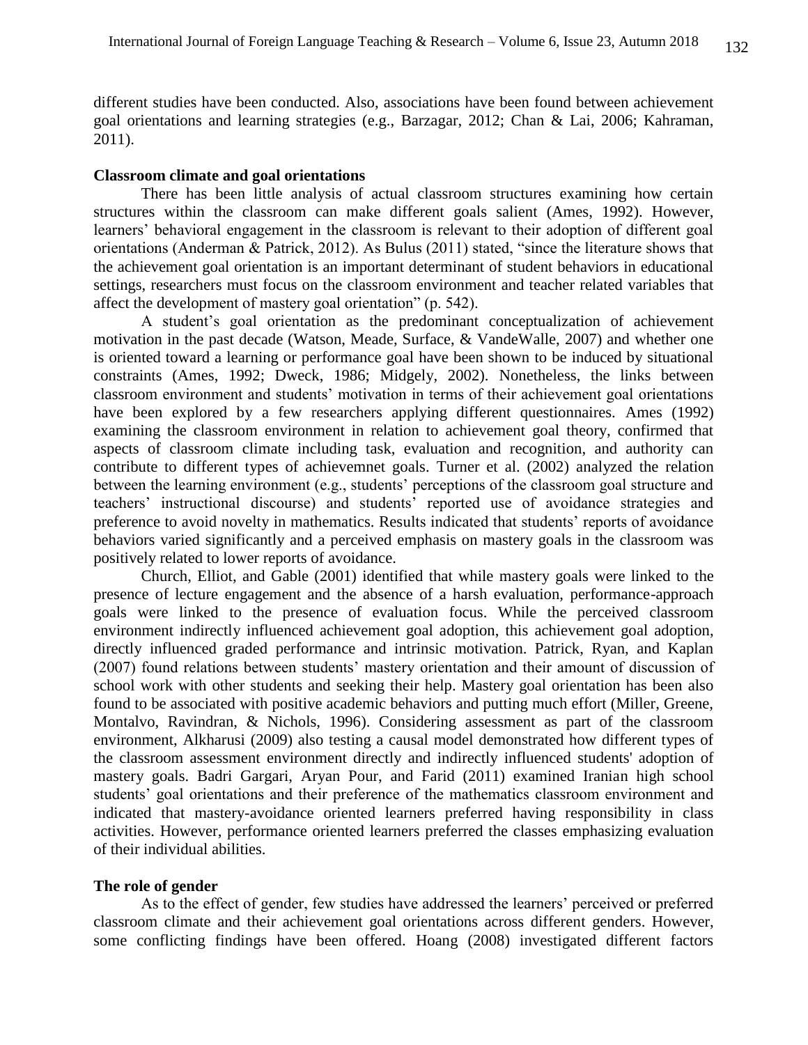different studies have been conducted. Also, associations have been found between achievement goal orientations and learning strategies (e.g., Barzagar, 2012; Chan & Lai, 2006; Kahraman, 2011).

**Classroom climate and goal orientations**

There has been little analysis of actual classroom structures examining how certain structures within the classroom can make different goals salient (Ames, 1992). However, learners' behavioral engagement in the classroom is relevant to their adoption of different goal orientations (Anderman & Patrick, 2012). As Bulus (2011) stated, "since the literature shows that the achievement goal orientation is an important determinant of student behaviors in educational settings, researchers must focus on the classroom environment and teacher related variables that affect the development of mastery goal orientation" (p. 542).

A student's goal orientation as the predominant conceptualization of achievement motivation in the past decade (Watson, Meade, Surface, & VandeWalle, 2007) and whether one is oriented toward a learning or performance goal have been shown to be induced by situational constraints (Ames, 1992; Dweck, 1986; Midgely, 2002). Nonetheless, the links between classroom environment and students' motivation in terms of their achievement goal orientations have been explored by a few researchers applying different questionnaires. Ames (1992) examining the classroom environment in relation to achievement goal theory, confirmed that aspects of classroom climate including task, evaluation and recognition, and authority can contribute to different types of achievemnet goals. Turner et al. (2002) analyzed the relation between the learning environment (e.g., students' perceptions of the classroom goal structure and teachers' instructional discourse) and students' reported use of avoidance strategies and preference to avoid novelty in mathematics. Results indicated that students' reports of avoidance behaviors varied significantly and a perceived emphasis on mastery goals in the classroom was positively related to lower reports of avoidance.

Church, Elliot, and Gable (2001) identified that while mastery goals were linked to the presence of lecture engagement and the absence of a harsh evaluation, performance-approach goals were linked to the presence of evaluation focus. While the perceived classroom environment indirectly influenced achievement goal adoption, this achievement goal adoption, directly influenced graded performance and intrinsic motivation. Patrick, Ryan, and Kaplan (2007) found relations between students' mastery orientation and their amount of discussion of school work with other students and seeking their help. Mastery goal orientation has been also found to be associated with positive academic behaviors and putting much effort (Miller, Greene, Montalvo, Ravindran, & Nichols, 1996). Considering assessment as part of the classroom environment, Alkharusi (2009) also testing a causal model demonstrated how different types of the classroom assessment environment directly and indirectly influenced students' adoption of mastery goals. Badri Gargari, Aryan Pour, and Farid (2011) examined Iranian high school students' goal orientations and their preference of the mathematics classroom environment and indicated that mastery-avoidance oriented learners preferred having responsibility in class activities. However, performance oriented learners preferred the classes emphasizing evaluation of their individual abilities.

**The role of gender**

As to the effect of gender, few studies have addressed the learners' perceived or preferred classroom climate and their achievement goal orientations across different genders. However, some conflicting findings have been offered. Hoang (2008) investigated different factors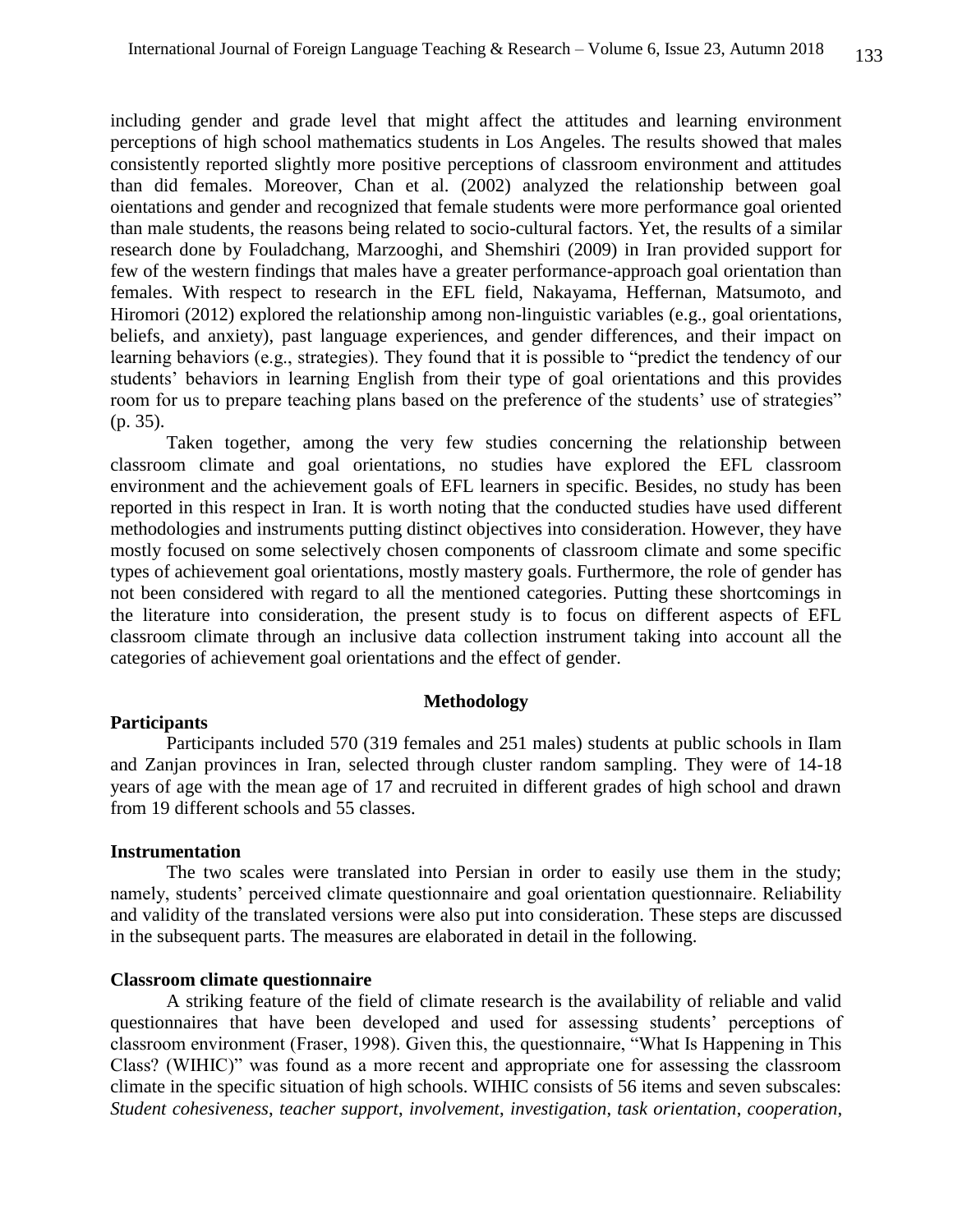including gender and grade level that might affect the attitudes and learning environment perceptions of high school mathematics students in Los Angeles. The results showed that males consistently reported slightly more positive perceptions of classroom environment and attitudes than did females. Moreover, Chan et al. (2002) analyzed the relationship between goal oientations and gender and recognized that female students were more performance goal oriented than male students, the reasons being related to socio-cultural factors. Yet, the results of a similar research done by Fouladchang, Marzooghi, and Shemshiri (2009) in Iran provided support for few of the western findings that males have a greater performance-approach goal orientation than females. With respect to research in the EFL field, Nakayama, Heffernan, Matsumoto, and Hiromori (2012) explored the relationship among non-linguistic variables (e.g., goal orientations, beliefs, and anxiety), past language experiences, and gender differences, and their impact on learning behaviors (e.g., strategies). They found that it is possible to "predict the tendency of our students' behaviors in learning English from their type of goal orientations and this provides room for us to prepare teaching plans based on the preference of the students' use of strategies" (p. 35).

Taken together, among the very few studies concerning the relationship between classroom climate and goal orientations, no studies have explored the EFL classroom environment and the achievement goals of EFL learners in specific. Besides, no study has been reported in this respect in Iran. It is worth noting that the conducted studies have used different methodologies and instruments putting distinct objectives into consideration. However, they have mostly focused on some selectively chosen components of classroom climate and some specific types of achievement goal orientations, mostly mastery goals. Furthermore, the role of gender has not been considered with regard to all the mentioned categories. Putting these shortcomings in the literature into consideration, the present study is to focus on different aspects of EFL classroom climate through an inclusive data collection instrument taking into account all the categories of achievement goal orientations and the effect of gender.

## Methodology

### Participants

Participants included 570 (319 females and 251 males) students at public schools in Ilam and Zanjan provinces in Iran, selected through cluster random sampling. They were of 14-18 years of age with the mean age of 17 and recruited in different grades of high school and drawn from 19 different schools and 55 classes.

### Instrumentation

The two scales were translated into Persian in order to easily use them in the study; namely, students' perceived climate questionnaire and goal orientation questionnaire. Reliability and validity of the translated versions were also put into consideration. These steps are discussed in the subsequent parts. The measures are elaborated in detail in the following.

### Classroom climate questionnaire

A striking feature of the field of climate research is the availability of reliable and valid questionnaires that have been developed and used for assessing students' perceptions of classroom environment (Fraser, 1998). Given this, the questionnaire, "What Is Happening in This Class? (WIHIC)" was found as a more recent and appropriate one for assessing the classroom climate in the specific situation of high schools. WIHIC consists of 56 items and seven subscales: *Student cohesiveness*, *teacher support*, *involvement*, *investigation*, *task orientation*, *cooperation*,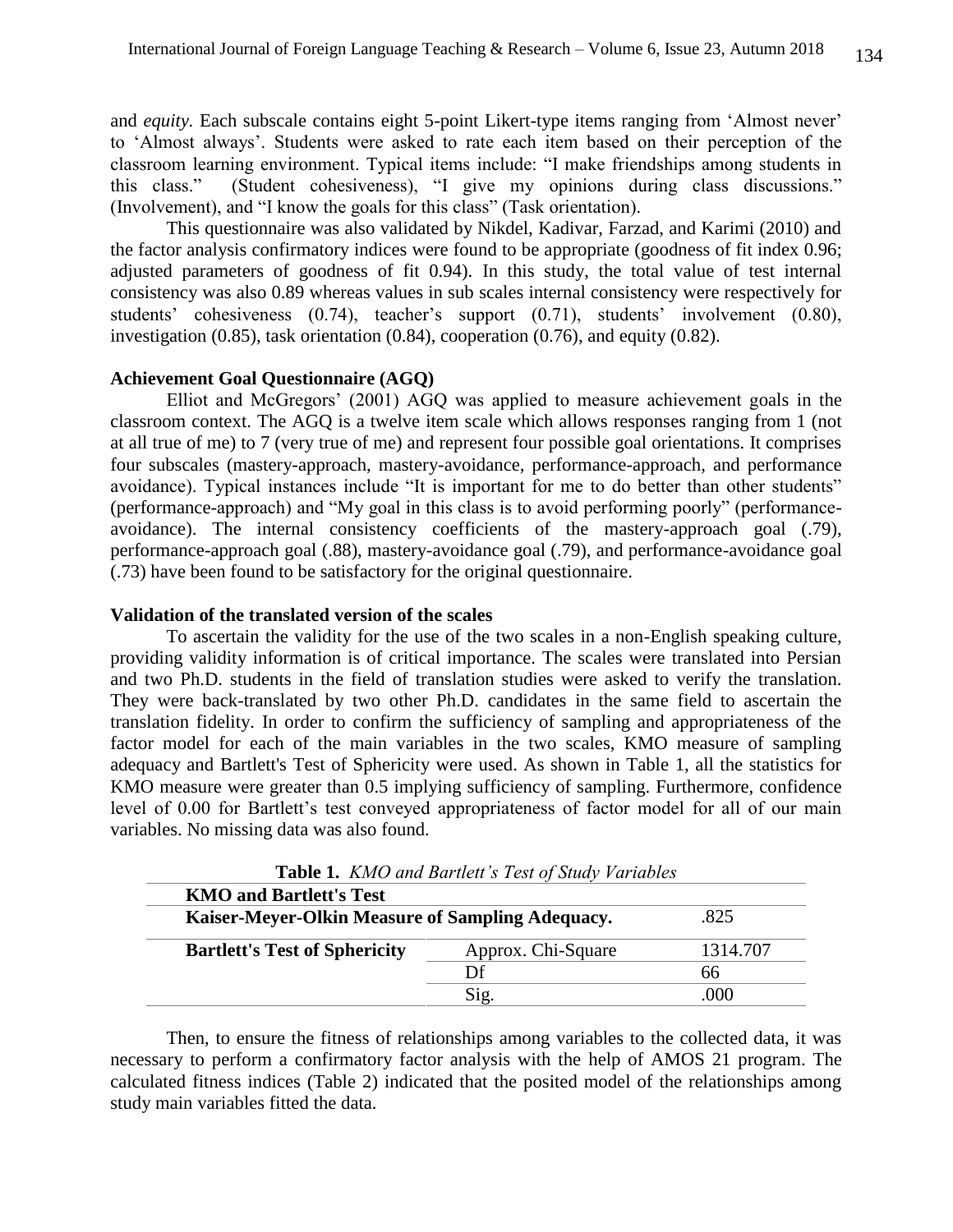and *equity.* Each subscale contains eight 5-point Likert-type items ranging from 'Almost never' to 'Almost always'. Students were asked to rate each item based on their perception of the classroom learning environment. Typical items include: "I make friendships among students in this class." (Student cohesiveness), "I give my opinions during class discussions." (Involvement), and "I know the goals for this class" (Task orientation).

This questionnaire was also validated by Nikdel, Kadivar, Farzad, and Karimi (2010) and the factor analysis confirmatory indices were found to be appropriate (goodness of fit index 0.96; adjusted parameters of goodness of fit 0.94). In this study, the total value of test internal consistency was also 0.89 whereas values in sub scales internal consistency were respectively for students' cohesiveness (0.74), teacher's support (0.71), students' involvement (0.80), investigation (0.85), task orientation (0.84), cooperation (0.76), and equity (0.82).

**Achievement Goal Questionnaire (AGQ)**

Elliot and McGregors' (2001) AGQ was applied to measure achievement goals in the classroom context. The AGQ is a twelve item scale which allows responses ranging from 1 (not at all true of me) to 7 (very true of me) and represent four possible goal orientations. It comprises four subscales (mastery-approach, mastery-avoidance, performance-approach, and performance avoidance). Typical instances include "It is important for me to do better than other students" (performance-approach) and "My goal in this class is to avoid performing poorly" (performance-avoidance). The internal consistency coefficients of the mastery-approach goal (.79), performance-approach goal (.88), mastery-avoidance goal (.79), and performance-avoidance goal (.73) have been found to be satisfactory for the original questionnaire.

**Validation of the translated version of the scales**

To ascertain the validity for the use of the two scales in a non-English speaking culture, providing validity information is of critical importance. The scales were translated into Persian and two Ph.D. students in the field of translation studies were asked to verify the translation. They were back-translated by two other Ph.D. candidates in the same field to ascertain the translation fidelity. In order to confirm the sufficiency of sampling and appropriateness of the factor model for each of the main variables in the two scales, KMO measure of sampling adequacy and Bartlett's Test of Sphericity were used. As shown in Table 1, all the statistics for KMO measure were greater than 0.5 implying sufficiency of sampling. Furthermore, confidence level of 0.00 for Bartlett's test conveyed appropriateness of factor model for all of our main variables. No missing data was also found.

**Table 1.** *KMO and Bartlett's Test of Study Variables*

| **KMO and Bartlett's Test** | | |
|---|---|---|
| **Kaiser-Meyer-Olkin Measure of Sampling Adequacy.** | | .825 |
| **Bartlett's Test of Sphericity** | Approx. Chi-Square | 1314.707 |
| | Df | 66 |
| | Sig. | .000 |

Then, to ensure the fitness of relationships among variables to the collected data, it was necessary to perform a confirmatory factor analysis with the help of AMOS 21 program. The calculated fitness indices (Table 2) indicated that the posited model of the relationships among study main variables fitted the data.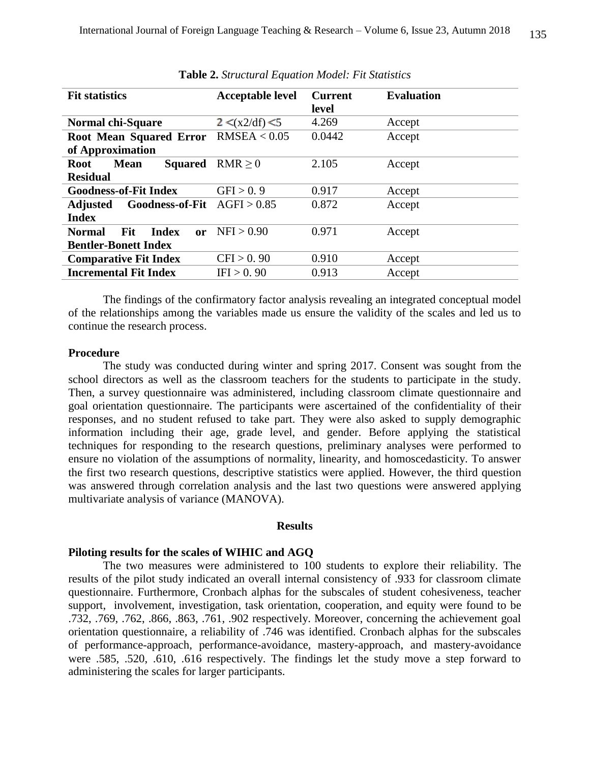**Table 2.** *Structural Equation Model: Fit Statistics*

| Fit statistics | Acceptable level | Current level | Evaluation |
|---|---|---|---|
| **Normal chi-Square** | $2 < (x2/df) < 5$ | 4.269 | Accept |
| **Root Mean Squared Error of Approximation** | RMSEA < 0.05 | 0.0442 | Accept |
| **Root Mean Squared Residual** | RMR ≥ 0 | 2.105 | Accept |
| **Goodness-of-Fit Index** | GFI > 0. 9 | 0.917 | Accept |
| **Adjusted Goodness-of-Fit Index** | AGFI > 0.85 | 0.872 | Accept |
| **Normal Fit Index or Bentler-Bonett Index** | NFI > 0.90 | 0.971 | Accept |
| **Comparative Fit Index** | CFI > 0. 90 | 0.910 | Accept |
| **Incremental Fit Index** | IFI > 0. 90 | 0.913 | Accept |

The findings of the confirmatory factor analysis revealing an integrated conceptual model of the relationships among the variables made us ensure the validity of the scales and led us to continue the research process.

**Procedure**

The study was conducted during winter and spring 2017. Consent was sought from the school directors as well as the classroom teachers for the students to participate in the study. Then, a survey questionnaire was administered, including classroom climate questionnaire and goal orientation questionnaire. The participants were ascertained of the confidentiality of their responses, and no student refused to take part. They were also asked to supply demographic information including their age, grade level, and gender. Before applying the statistical techniques for responding to the research questions, preliminary analyses were performed to ensure no violation of the assumptions of normality, linearity, and homoscedasticity. To answer the first two research questions, descriptive statistics were applied. However, the third question was answered through correlation analysis and the last two questions were answered applying multivariate analysis of variance (MANOVA).

## Results

**Piloting results for the scales of WIHIC and AGQ**

The two measures were administered to 100 students to explore their reliability. The results of the pilot study indicated an overall internal consistency of .933 for classroom climate questionnaire. Furthermore, Cronbach alphas for the subscales of student cohesiveness, teacher support, involvement, investigation, task orientation, cooperation, and equity were found to be .732, .769, .762, .866, .863, .761, .902 respectively. Moreover, concerning the achievement goal orientation questionnaire, a reliability of .746 was identified. Cronbach alphas for the subscales of performance-approach, performance-avoidance, mastery-approach, and mastery-avoidance were .585, .520, .610, .616 respectively. The findings let the study move a step forward to administering the scales for larger participants.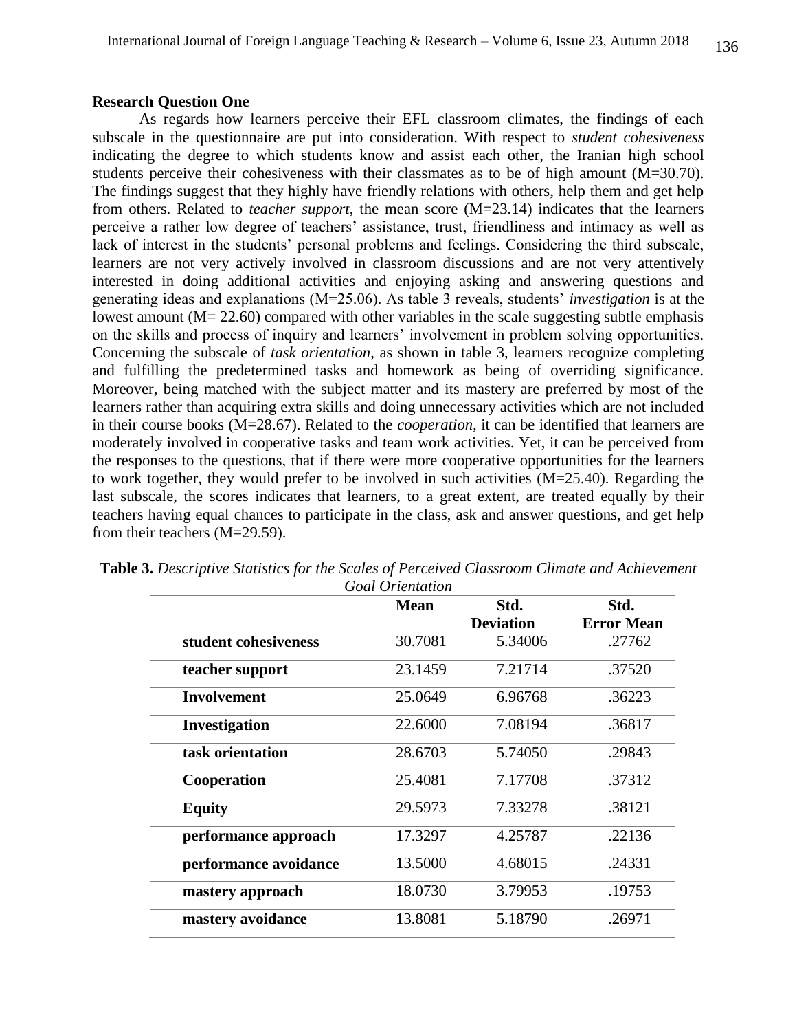### Research Question One

As regards how learners perceive their EFL classroom climates, the findings of each subscale in the questionnaire are put into consideration. With respect to *student cohesiveness* indicating the degree to which students know and assist each other, the Iranian high school students perceive their cohesiveness with their classmates as to be of high amount (M=30.70). The findings suggest that they highly have friendly relations with others, help them and get help from others. Related to *teacher support*, the mean score (M=23.14) indicates that the learners perceive a rather low degree of teachers' assistance, trust, friendliness and intimacy as well as lack of interest in the students' personal problems and feelings. Considering the third subscale, learners are not very actively involved in classroom discussions and are not very attentively interested in doing additional activities and enjoying asking and answering questions and generating ideas and explanations (M=25.06). As table 3 reveals, students' *investigation* is at the lowest amount (M= 22.60) compared with other variables in the scale suggesting subtle emphasis on the skills and process of inquiry and learners' involvement in problem solving opportunities. Concerning the subscale of *task orientation*, as shown in table 3, learners recognize completing and fulfilling the predetermined tasks and homework as being of overriding significance. Moreover, being matched with the subject matter and its mastery are preferred by most of the learners rather than acquiring extra skills and doing unnecessary activities which are not included in their course books (M=28.67). Related to the *cooperation*, it can be identified that learners are moderately involved in cooperative tasks and team work activities. Yet, it can be perceived from the responses to the questions, that if there were more cooperative opportunities for the learners to work together, they would prefer to be involved in such activities (M=25.40). Regarding the last subscale, the scores indicates that learners, to a great extent, are treated equally by their teachers having equal chances to participate in the class, ask and answer questions, and get help from their teachers (M=29.59).

**Table 3.** *Descriptive Statistics for the Scales of Perceived Classroom Climate and Achievement Goal Orientation*

| | Mean | Std. Deviation | Std. Error Mean |
|---|---|---|---|
| **student cohesiveness** | 30.7081 | 5.34006 | .27762 |
| **teacher support** | 23.1459 | 7.21714 | .37520 |
| **Involvement** | 25.0649 | 6.96768 | .36223 |
| **Investigation** | 22.6000 | 7.08194 | .36817 |
| **task orientation** | 28.6703 | 5.74050 | .29843 |
| **Cooperation** | 25.4081 | 7.17708 | .37312 |
| **Equity** | 29.5973 | 7.33278 | .38121 |
| **performance approach** | 17.3297 | 4.25787 | .22136 |
| **performance avoidance** | 13.5000 | 4.68015 | .24331 |
| **mastery approach** | 18.0730 | 3.79953 | .19753 |
| **mastery avoidance** | 13.8081 | 5.18790 | .26971 |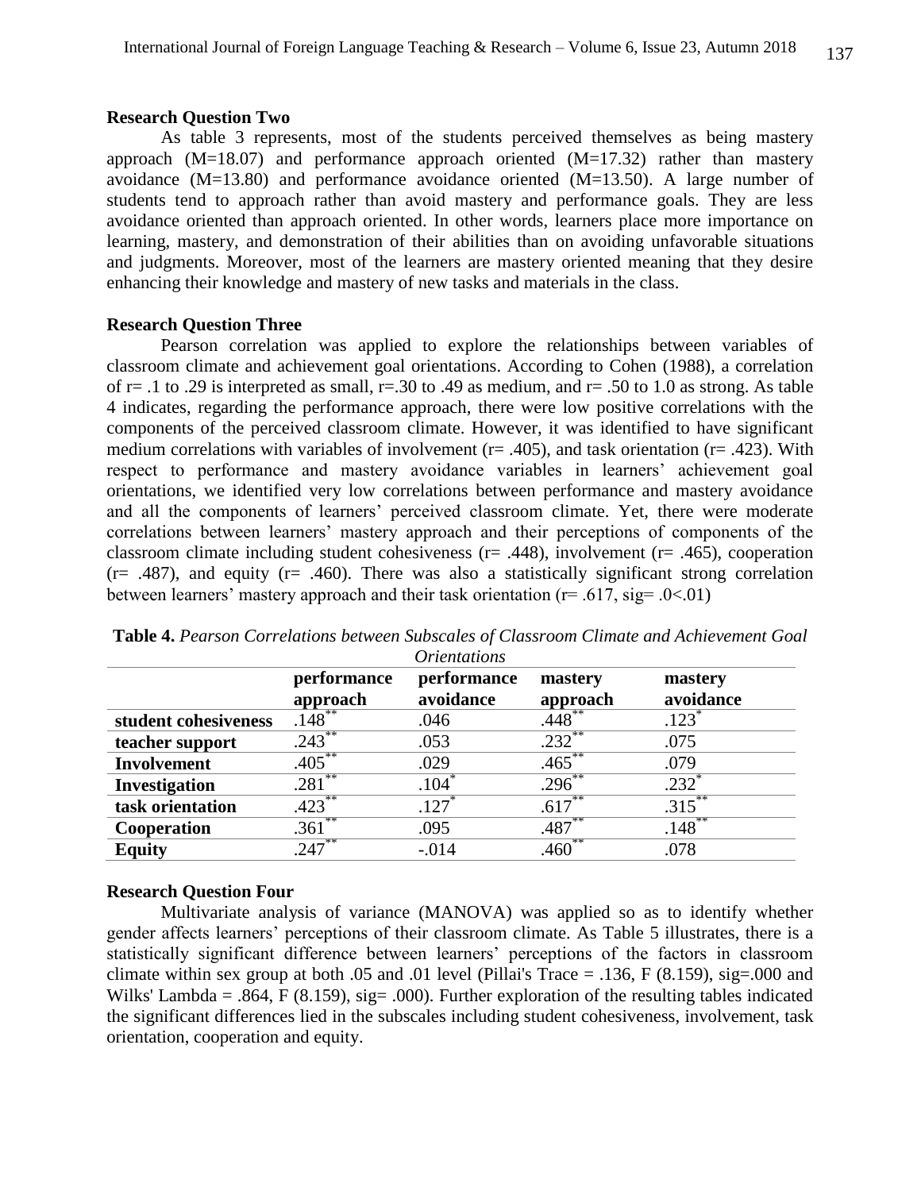### Research Question Two

As table 3 represents, most of the students perceived themselves as being mastery approach (M=18.07) and performance approach oriented (M=17.32) rather than mastery avoidance (M=13.80) and performance avoidance oriented (M=13.50). A large number of students tend to approach rather than avoid mastery and performance goals. They are less avoidance oriented than approach oriented. In other words, learners place more importance on learning, mastery, and demonstration of their abilities than on avoiding unfavorable situations and judgments. Moreover, most of the learners are mastery oriented meaning that they desire enhancing their knowledge and mastery of new tasks and materials in the class.

### Research Question Three

Pearson correlation was applied to explore the relationships between variables of classroom climate and achievement goal orientations. According to Cohen (1988), a correlation of r= .1 to .29 is interpreted as small, r=.30 to .49 as medium, and r= .50 to 1.0 as strong. As table 4 indicates, regarding the performance approach, there were low positive correlations with the components of the perceived classroom climate. However, it was identified to have significant medium correlations with variables of involvement (r= .405), and task orientation (r= .423). With respect to performance and mastery avoidance variables in learners' achievement goal orientations, we identified very low correlations between performance and mastery avoidance and all the components of learners' perceived classroom climate. Yet, there were moderate correlations between learners' mastery approach and their perceptions of components of the classroom climate including student cohesiveness (r= .448), involvement (r= .465), cooperation (r= .487), and equity (r= .460). There was also a statistically significant strong correlation between learners' mastery approach and their task orientation (r= .617, sig= .0<.01)

**Table 4.** *Pearson Correlations between Subscales of Classroom Climate and Achievement Goal Orientations*

| | performance approach | performance avoidance | mastery approach | mastery avoidance |
|---|---|---|---|---|
| **student cohesiveness** | .148** | .046 | .448** | .123* |
| **teacher support** | .243** | .053 | .232** | .075 |
| **Involvement** | .405** | .029 | .465** | .079 |
| **Investigation** | .281** | .104* | .296** | .232* |
| **task orientation** | .423** | .127* | .617** | .315** |
| **Cooperation** | .361** | .095 | .487** | .148** |
| **Equity** | .247** | -.014 | .460** | .078 |

### Research Question Four

Multivariate analysis of variance (MANOVA) was applied so as to identify whether gender affects learners' perceptions of their classroom climate. As Table 5 illustrates, there is a statistically significant difference between learners' perceptions of the factors in classroom climate within sex group at both .05 and .01 level (Pillai's Trace = .136, F (8.159), sig=.000 and Wilks' Lambda = .864, F (8.159), sig= .000). Further exploration of the resulting tables indicated the significant differences lied in the subscales including student cohesiveness, involvement, task orientation, cooperation and equity.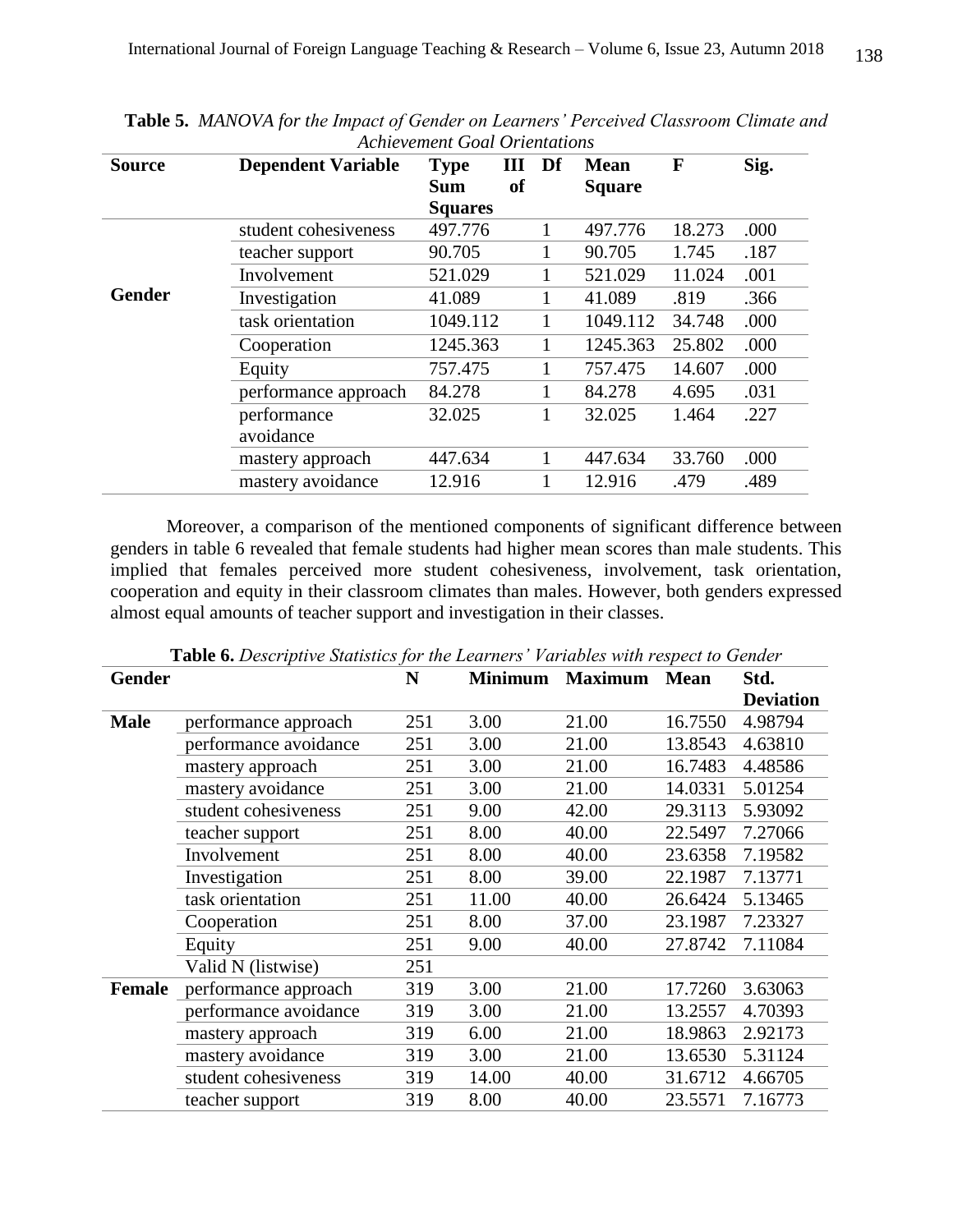**Table 5.** *MANOVA for the Impact of Gender on Learners' Perceived Classroom Climate and Achievement Goal Orientations*

| Source | Dependent Variable | Type III Sum of Squares | Df | Mean Square | F | Sig. |
|---|---|---|---|---|---|---|
| Gender | student cohesiveness | 497.776 | 1 | 497.776 | 18.273 | .000 |
| | teacher support | 90.705 | 1 | 90.705 | 1.745 | .187 |
| | Involvement | 521.029 | 1 | 521.029 | 11.024 | .001 |
| | Investigation | 41.089 | 1 | 41.089 | .819 | .366 |
| | task orientation | 1049.112 | 1 | 1049.112 | 34.748 | .000 |
| | Cooperation | 1245.363 | 1 | 1245.363 | 25.802 | .000 |
| | Equity | 757.475 | 1 | 757.475 | 14.607 | .000 |
| | performance approach | 84.278 | 1 | 84.278 | 4.695 | .031 |
| | performance avoidance | 32.025 | 1 | 32.025 | 1.464 | .227 |
| | mastery approach | 447.634 | 1 | 447.634 | 33.760 | .000 |
| | mastery avoidance | 12.916 | 1 | 12.916 | .479 | .489 |

Moreover, a comparison of the mentioned components of significant difference between genders in table 6 revealed that female students had higher mean scores than male students. This implied that females perceived more student cohesiveness, involvement, task orientation, cooperation and equity in their classroom climates than males. However, both genders expressed almost equal amounts of teacher support and investigation in their classes.

**Table 6.** *Descriptive Statistics for the Learners' Variables with respect to Gender*

| Gender | | N | Minimum | Maximum | Mean | Std. Deviation |
|---|---|---|---|---|---|---|
| Male | performance approach | 251 | 3.00 | 21.00 | 16.7550 | 4.98794 |
| | performance avoidance | 251 | 3.00 | 21.00 | 13.8543 | 4.63810 |
| | mastery approach | 251 | 3.00 | 21.00 | 16.7483 | 4.48586 |
| | mastery avoidance | 251 | 3.00 | 21.00 | 14.0331 | 5.01254 |
| | student cohesiveness | 251 | 9.00 | 42.00 | 29.3113 | 5.93092 |
| | teacher support | 251 | 8.00 | 40.00 | 22.5497 | 7.27066 |
| | Involvement | 251 | 8.00 | 40.00 | 23.6358 | 7.19582 |
| | Investigation | 251 | 8.00 | 39.00 | 22.1987 | 7.13771 |
| | task orientation | 251 | 11.00 | 40.00 | 26.6424 | 5.13465 |
| | Cooperation | 251 | 8.00 | 37.00 | 23.1987 | 7.23327 |
| | Equity | 251 | 9.00 | 40.00 | 27.8742 | 7.11084 |
| | Valid N (listwise) | 251 | | | | |
| Female | performance approach | 319 | 3.00 | 21.00 | 17.7260 | 3.63063 |
| | performance avoidance | 319 | 3.00 | 21.00 | 13.2557 | 4.70393 |
| | mastery approach | 319 | 6.00 | 21.00 | 18.9863 | 2.92173 |
| | mastery avoidance | 319 | 3.00 | 21.00 | 13.6530 | 5.31124 |
| | student cohesiveness | 319 | 14.00 | 40.00 | 31.6712 | 4.66705 |
| | teacher support | 319 | 8.00 | 40.00 | 23.5571 | 7.16773 |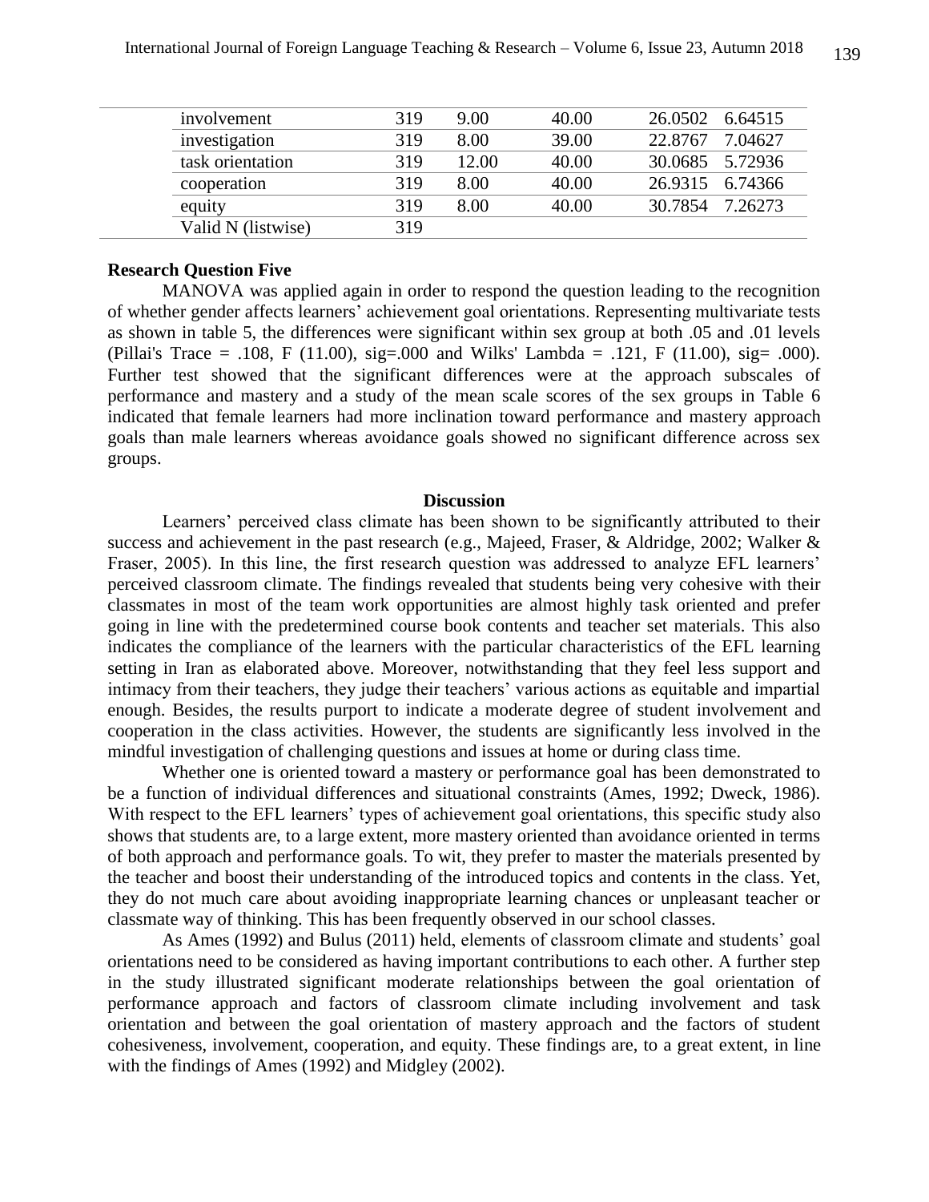| | | | | | |
|---|---|---|---|---|---|
| involvement | 319 | 9.00 | 40.00 | 26.0502 | 6.64515 |
| investigation | 319 | 8.00 | 39.00 | 22.8767 | 7.04627 |
| task orientation | 319 | 12.00 | 40.00 | 30.0685 | 5.72936 |
| cooperation | 319 | 8.00 | 40.00 | 26.9315 | 6.74366 |
| equity | 319 | 8.00 | 40.00 | 30.7854 | 7.26273 |
| Valid N (listwise) | 319 | | | | |

**Research Question Five**

MANOVA was applied again in order to respond the question leading to the recognition of whether gender affects learners' achievement goal orientations. Representing multivariate tests as shown in table 5, the differences were significant within sex group at both .05 and .01 levels (Pillai's Trace = .108, F (11.00), sig=.000 and Wilks' Lambda = .121, F (11.00), sig= .000). Further test showed that the significant differences were at the approach subscales of performance and mastery and a study of the mean scale scores of the sex groups in Table 6 indicated that female learners had more inclination toward performance and mastery approach goals than male learners whereas avoidance goals showed no significant difference across sex groups.

## Discussion

Learners' perceived class climate has been shown to be significantly attributed to their success and achievement in the past research (e.g., Majeed, Fraser, & Aldridge, 2002; Walker & Fraser, 2005). In this line, the first research question was addressed to analyze EFL learners' perceived classroom climate. The findings revealed that students being very cohesive with their classmates in most of the team work opportunities are almost highly task oriented and prefer going in line with the predetermined course book contents and teacher set materials. This also indicates the compliance of the learners with the particular characteristics of the EFL learning setting in Iran as elaborated above. Moreover, notwithstanding that they feel less support and intimacy from their teachers, they judge their teachers' various actions as equitable and impartial enough. Besides, the results purport to indicate a moderate degree of student involvement and cooperation in the class activities. However, the students are significantly less involved in the mindful investigation of challenging questions and issues at home or during class time.

Whether one is oriented toward a mastery or performance goal has been demonstrated to be a function of individual differences and situational constraints (Ames, 1992; Dweck, 1986). With respect to the EFL learners' types of achievement goal orientations, this specific study also shows that students are, to a large extent, more mastery oriented than avoidance oriented in terms of both approach and performance goals. To wit, they prefer to master the materials presented by the teacher and boost their understanding of the introduced topics and contents in the class. Yet, they do not much care about avoiding inappropriate learning chances or unpleasant teacher or classmate way of thinking. This has been frequently observed in our school classes.

As Ames (1992) and Bulus (2011) held, elements of classroom climate and students' goal orientations need to be considered as having important contributions to each other. A further step in the study illustrated significant moderate relationships between the goal orientation of performance approach and factors of classroom climate including involvement and task orientation and between the goal orientation of mastery approach and the factors of student cohesiveness, involvement, cooperation, and equity. These findings are, to a great extent, in line with the findings of Ames (1992) and Midgley (2002).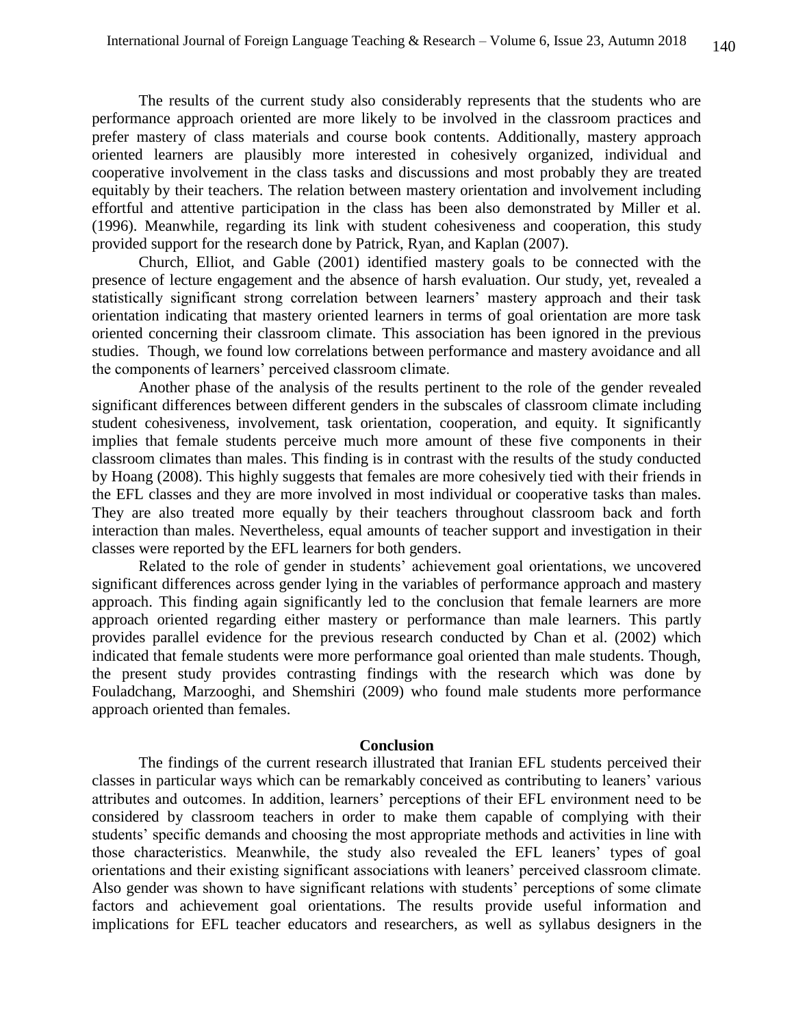The results of the current study also considerably represents that the students who are performance approach oriented are more likely to be involved in the classroom practices and prefer mastery of class materials and course book contents. Additionally, mastery approach oriented learners are plausibly more interested in cohesively organized, individual and cooperative involvement in the class tasks and discussions and most probably they are treated equitably by their teachers. The relation between mastery orientation and involvement including effortful and attentive participation in the class has been also demonstrated by Miller et al. (1996). Meanwhile, regarding its link with student cohesiveness and cooperation, this study provided support for the research done by Patrick, Ryan, and Kaplan (2007).

Church, Elliot, and Gable (2001) identified mastery goals to be connected with the presence of lecture engagement and the absence of harsh evaluation. Our study, yet, revealed a statistically significant strong correlation between learners' mastery approach and their task orientation indicating that mastery oriented learners in terms of goal orientation are more task oriented concerning their classroom climate. This association has been ignored in the previous studies. Though, we found low correlations between performance and mastery avoidance and all the components of learners' perceived classroom climate.

Another phase of the analysis of the results pertinent to the role of the gender revealed significant differences between different genders in the subscales of classroom climate including student cohesiveness, involvement, task orientation, cooperation, and equity. It significantly implies that female students perceive much more amount of these five components in their classroom climates than males. This finding is in contrast with the results of the study conducted by Hoang (2008). This highly suggests that females are more cohesively tied with their friends in the EFL classes and they are more involved in most individual or cooperative tasks than males. They are also treated more equally by their teachers throughout classroom back and forth interaction than males. Nevertheless, equal amounts of teacher support and investigation in their classes were reported by the EFL learners for both genders.

Related to the role of gender in students' achievement goal orientations, we uncovered significant differences across gender lying in the variables of performance approach and mastery approach. This finding again significantly led to the conclusion that female learners are more approach oriented regarding either mastery or performance than male learners. This partly provides parallel evidence for the previous research conducted by Chan et al. (2002) which indicated that female students were more performance goal oriented than male students. Though, the present study provides contrasting findings with the research which was done by Fouladchang, Marzooghi, and Shemshiri (2009) who found male students more performance approach oriented than females.

## Conclusion

The findings of the current research illustrated that Iranian EFL students perceived their classes in particular ways which can be remarkably conceived as contributing to leaners' various attributes and outcomes. In addition, learners' perceptions of their EFL environment need to be considered by classroom teachers in order to make them capable of complying with their students' specific demands and choosing the most appropriate methods and activities in line with those characteristics. Meanwhile, the study also revealed the EFL leaners' types of goal orientations and their existing significant associations with leaners' perceived classroom climate. Also gender was shown to have significant relations with students' perceptions of some climate factors and achievement goal orientations. The results provide useful information and implications for EFL teacher educators and researchers, as well as syllabus designers in the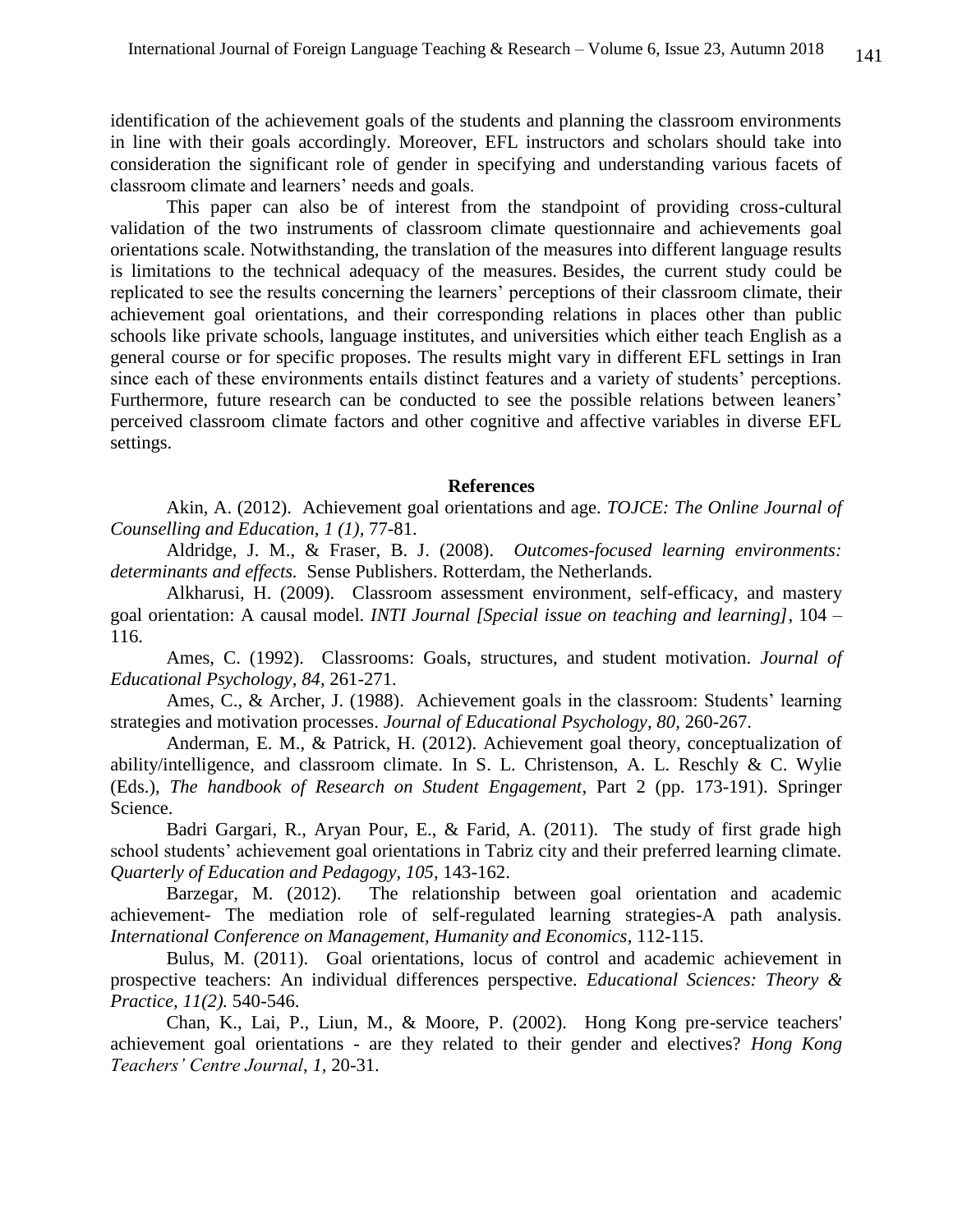identification of the achievement goals of the students and planning the classroom environments in line with their goals accordingly. Moreover, EFL instructors and scholars should take into consideration the significant role of gender in specifying and understanding various facets of classroom climate and learners' needs and goals.

This paper can also be of interest from the standpoint of providing cross-cultural validation of the two instruments of classroom climate questionnaire and achievements goal orientations scale. Notwithstanding, the translation of the measures into different language results is limitations to the technical adequacy of the measures. Besides, the current study could be replicated to see the results concerning the learners' perceptions of their classroom climate, their achievement goal orientations, and their corresponding relations in places other than public schools like private schools, language institutes, and universities which either teach English as a general course or for specific proposes. The results might vary in different EFL settings in Iran since each of these environments entails distinct features and a variety of students' perceptions. Furthermore, future research can be conducted to see the possible relations between leaners' perceived classroom climate factors and other cognitive and affective variables in diverse EFL settings.

## References

Akin, A. (2012). Achievement goal orientations and age. *TOJCE: The Online Journal of Counselling and Education, 1 (1),* 77-81.

Aldridge, J. M., & Fraser, B. J. (2008). *Outcomes-focused learning environments: determinants and effects.* Sense Publishers. Rotterdam, the Netherlands.

Alkharusi, H. (2009). Classroom assessment environment, self-efficacy, and mastery goal orientation: A causal model. *INTI Journal [Special issue on teaching and learning]*, 104 – 116.

Ames, C. (1992). Classrooms: Goals, structures, and student motivation. *Journal of Educational Psychology, 84,* 261-271.

Ames, C., & Archer, J. (1988). Achievement goals in the classroom: Students' learning strategies and motivation processes. *Journal of Educational Psychology, 80,* 260-267.

Anderman, E. M., & Patrick, H. (2012). Achievement goal theory, conceptualization of ability/intelligence, and classroom climate. In S. L. Christenson, A. L. Reschly & C. Wylie (Eds.), *The handbook of Research on Student Engagement*, Part 2 (pp. 173-191). Springer Science.

Badri Gargari, R., Aryan Pour, E., & Farid, A. (2011). The study of first grade high school students' achievement goal orientations in Tabriz city and their preferred learning climate. *Quarterly of Education and Pedagogy, 105*, 143-162.

Barzegar, M. (2012). The relationship between goal orientation and academic achievement- The mediation role of self-regulated learning strategies-A path analysis. *International Conference on Management, Humanity and Economics*, 112-115.

Bulus, M. (2011). Goal orientations, locus of control and academic achievement in prospective teachers: An individual differences perspective. *Educational Sciences: Theory & Practice, 11(2).* 540-546.

Chan, K., Lai, P., Liun, M., & Moore, P. (2002). Hong Kong pre-service teachers' achievement goal orientations - are they related to their gender and electives? *Hong Kong Teachers' Centre Journal*, *1*, 20-31.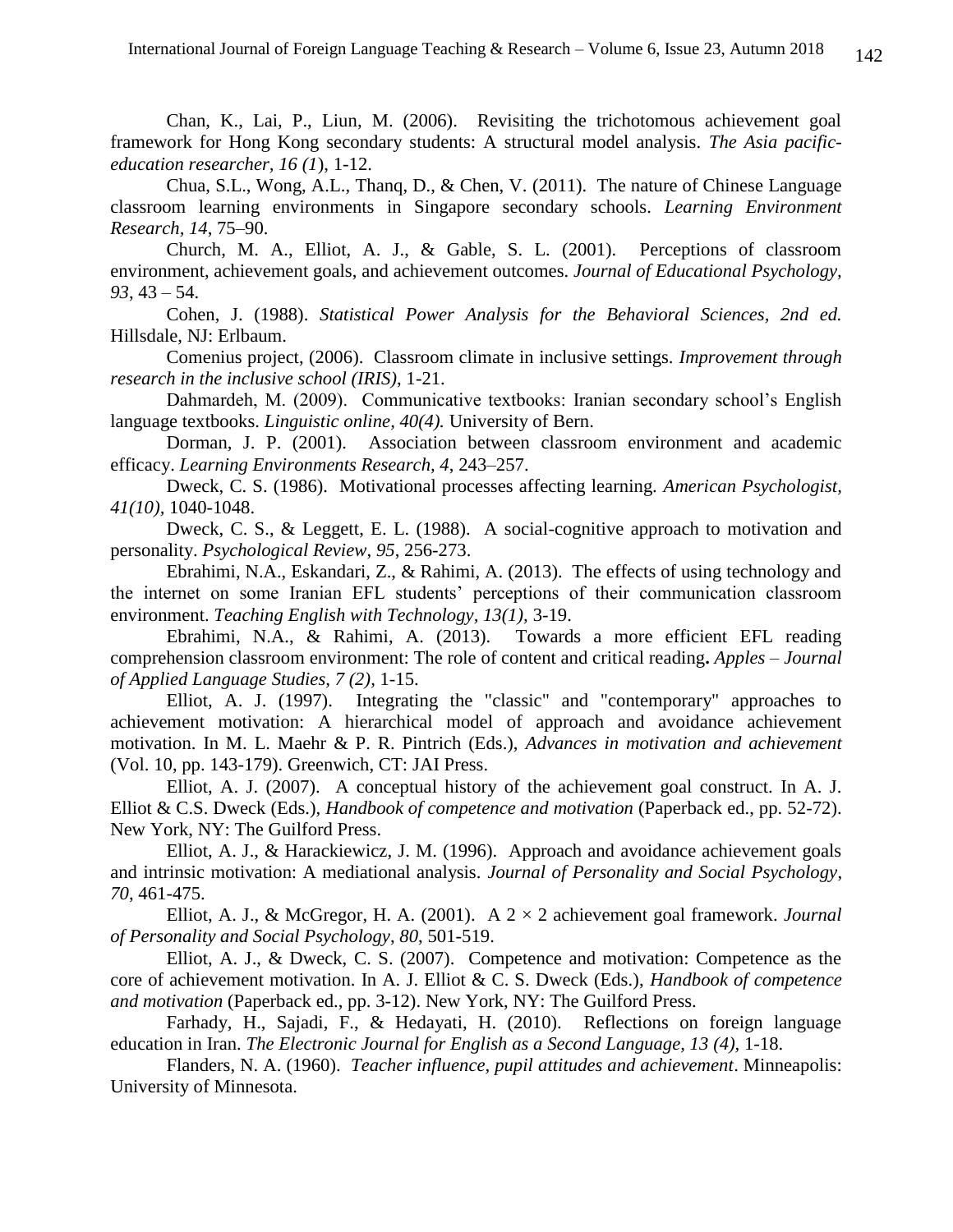Chan, K., Lai, P., Liun, M. (2006). Revisiting the trichotomous achievement goal framework for Hong Kong secondary students: A structural model analysis. *The Asia pacific-education researcher, 16 (1*), 1-12.

Chua, S.L., Wong, A.L., Thanq, D., & Chen, V. (2011). The nature of Chinese Language classroom learning environments in Singapore secondary schools. *Learning Environment Research, 14*, 75–90.

Church, M. A., Elliot, A. J., & Gable, S. L. (2001). Perceptions of classroom environment, achievement goals, and achievement outcomes. *Journal of Educational Psychology, 93*, 43 – 54.

Cohen, J. (1988). *Statistical Power Analysis for the Behavioral Sciences, 2nd ed.* Hillsdale, NJ: Erlbaum.

Comenius project, (2006). Classroom climate in inclusive settings. *Improvement through research in the inclusive school (IRIS)*, 1-21.

Dahmardeh, M. (2009). Communicative textbooks: Iranian secondary school's English language textbooks. *Linguistic online, 40(4).* University of Bern.

Dorman, J. P. (2001). Association between classroom environment and academic efficacy. *Learning Environments Research, 4*, 243–257.

Dweck, C. S. (1986). Motivational processes affecting learning. *American Psychologist, 41(10)*, 1040-1048.

Dweck, C. S., & Leggett, E. L. (1988). A social-cognitive approach to motivation and personality. *Psychological Review*, *95*, 256-273.

Ebrahimi, N.A., Eskandari, Z., & Rahimi, A. (2013). The effects of using technology and the internet on some Iranian EFL students' perceptions of their communication classroom environment. *Teaching English with Technology*, *13(1)*, 3-19.

Ebrahimi, N.A., & Rahimi, A. (2013). Towards a more efficient EFL reading comprehension classroom environment: The role of content and critical reading**.** *Apples – Journal of Applied Language Studies, 7 (2),* 1-15.

Elliot, A. J. (1997). Integrating the "classic" and "contemporary" approaches to achievement motivation: A hierarchical model of approach and avoidance achievement motivation. In M. L. Maehr & P. R. Pintrich (Eds.), *Advances in motivation and achievement* (Vol. 10, pp. 143-179). Greenwich, CT: JAI Press.

Elliot, A. J. (2007). A conceptual history of the achievement goal construct. In A. J. Elliot & C.S. Dweck (Eds.), *Handbook of competence and motivation* (Paperback ed., pp. 52-72). New York, NY: The Guilford Press.

Elliot, A. J., & Harackiewicz, J. M. (1996). Approach and avoidance achievement goals and intrinsic motivation: A mediational analysis. *Journal of Personality and Social Psychology*, *70*, 461-475.

Elliot, A. J., & McGregor, H. A. (2001). A 2 × 2 achievement goal framework. *Journal of Personality and Social Psychology*, *80*, 501-519.

Elliot, A. J., & Dweck, C. S. (2007). Competence and motivation: Competence as the core of achievement motivation. In A. J. Elliot & C. S. Dweck (Eds.), *Handbook of competence and motivation* (Paperback ed., pp. 3-12). New York, NY: The Guilford Press.

Farhady, H., Sajadi, F., & Hedayati, H. (2010). Reflections on foreign language education in Iran. *The Electronic Journal for English as a Second Language, 13 (4)*, 1-18.

Flanders, N. A. (1960). *Teacher influence, pupil attitudes and achievement*. Minneapolis: University of Minnesota.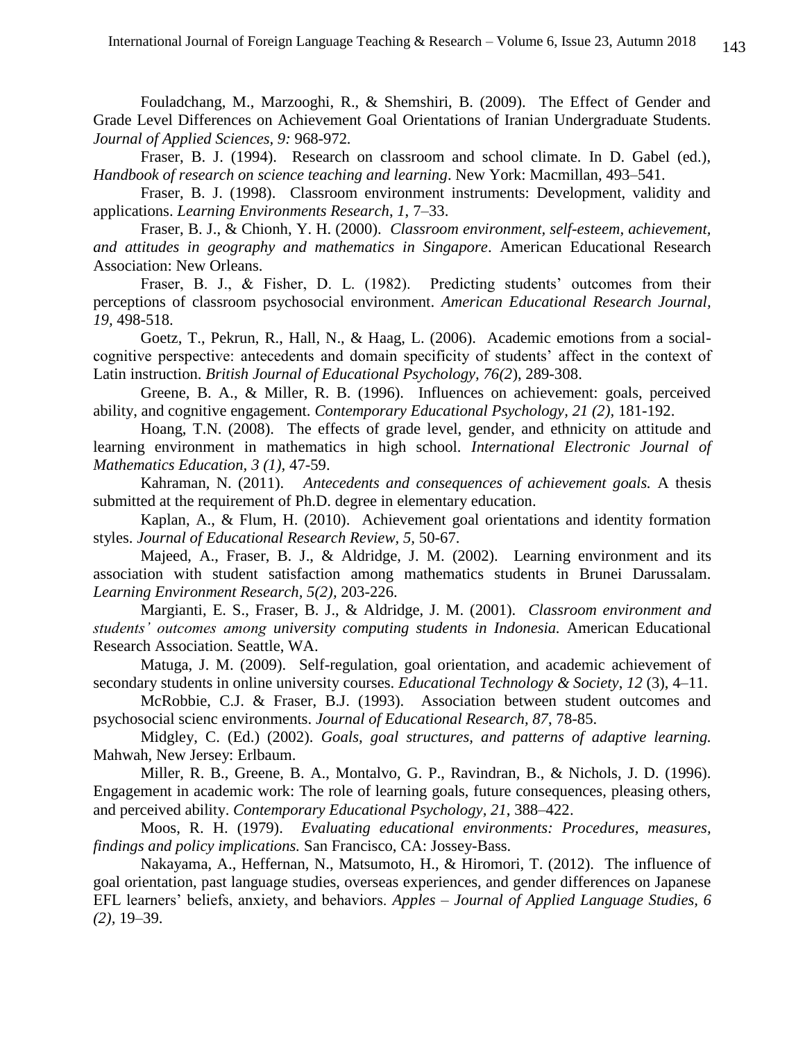Fouladchang, M., Marzooghi, R., & Shemshiri, B. (2009). The Effect of Gender and Grade Level Differences on Achievement Goal Orientations of Iranian Undergraduate Students. *Journal of Applied Sciences, 9:* 968-972.

Fraser, B. J. (1994). Research on classroom and school climate. In D. Gabel (ed.), *Handbook of research on science teaching and learning*. New York: Macmillan, 493–541.

Fraser, B. J. (1998). Classroom environment instruments: Development, validity and applications. *Learning Environments Research*, *1*, 7–33.

Fraser, B. J., & Chionh, Y. H. (2000). *Classroom environment, self-esteem, achievement, and attitudes in geography and mathematics in Singapore*. American Educational Research Association: New Orleans.

Fraser, B. J., & Fisher, D. L. (1982). Predicting students' outcomes from their perceptions of classroom psychosocial environment. *American Educational Research Journal, 19,* 498-518.

Goetz, T., Pekrun, R., Hall, N., & Haag, L. (2006). Academic emotions from a social-cognitive perspective: antecedents and domain specificity of students' affect in the context of Latin instruction. *British Journal of Educational Psychology, 76(2*), 289-308.

Greene, B. A., & Miller, R. B. (1996). Influences on achievement: goals, perceived ability, and cognitive engagement. *Contemporary Educational Psychology, 21 (2),* 181-192.

Hoang, T.N. (2008). The effects of grade level, gender, and ethnicity on attitude and learning environment in mathematics in high school. *International Electronic Journal of Mathematics Education, 3 (1),* 47-59.

Kahraman, N. (2011). *Antecedents and consequences of achievement goals.* A thesis submitted at the requirement of Ph.D. degree in elementary education.

Kaplan, A., & Flum, H. (2010). Achievement goal orientations and identity formation styles. *Journal of Educational Research Review*, *5*, 50-67.

Majeed, A., Fraser, B. J., & Aldridge, J. M. (2002). Learning environment and its association with student satisfaction among mathematics students in Brunei Darussalam. *Learning Environment Research, 5(2),* 203-226.

Margianti, E. S., Fraser, B. J., & Aldridge, J. M. (2001). *Classroom environment and students' outcomes among university computing students in Indonesia.* American Educational Research Association. Seattle, WA.

Matuga, J. M. (2009). Self-regulation, goal orientation, and academic achievement of secondary students in online university courses. *Educational Technology & Society*, *12* (3), 4–11.

McRobbie, C.J. & Fraser, B.J. (1993). Association between student outcomes and psychosocial scienc environments. *Journal of Educational Research, 87*, 78-85.

Midgley, C. (Ed.) (2002). *Goals, goal structures, and patterns of adaptive learning.* Mahwah, New Jersey: Erlbaum.

Miller, R. B., Greene, B. A., Montalvo, G. P., Ravindran, B., & Nichols, J. D. (1996). Engagement in academic work: The role of learning goals, future consequences, pleasing others, and perceived ability. *Contemporary Educational Psychology*, *21*, 388–422.

Moos, R. H. (1979). *Evaluating educational environments: Procedures, measures, findings and policy implications.* San Francisco, CA: Jossey-Bass.

Nakayama, A., Heffernan, N., Matsumoto, H., & Hiromori, T. (2012). The influence of goal orientation, past language studies, overseas experiences, and gender differences on Japanese EFL learners' beliefs, anxiety, and behaviors. *Apples – Journal of Applied Language Studies, 6 (2),* 19–39.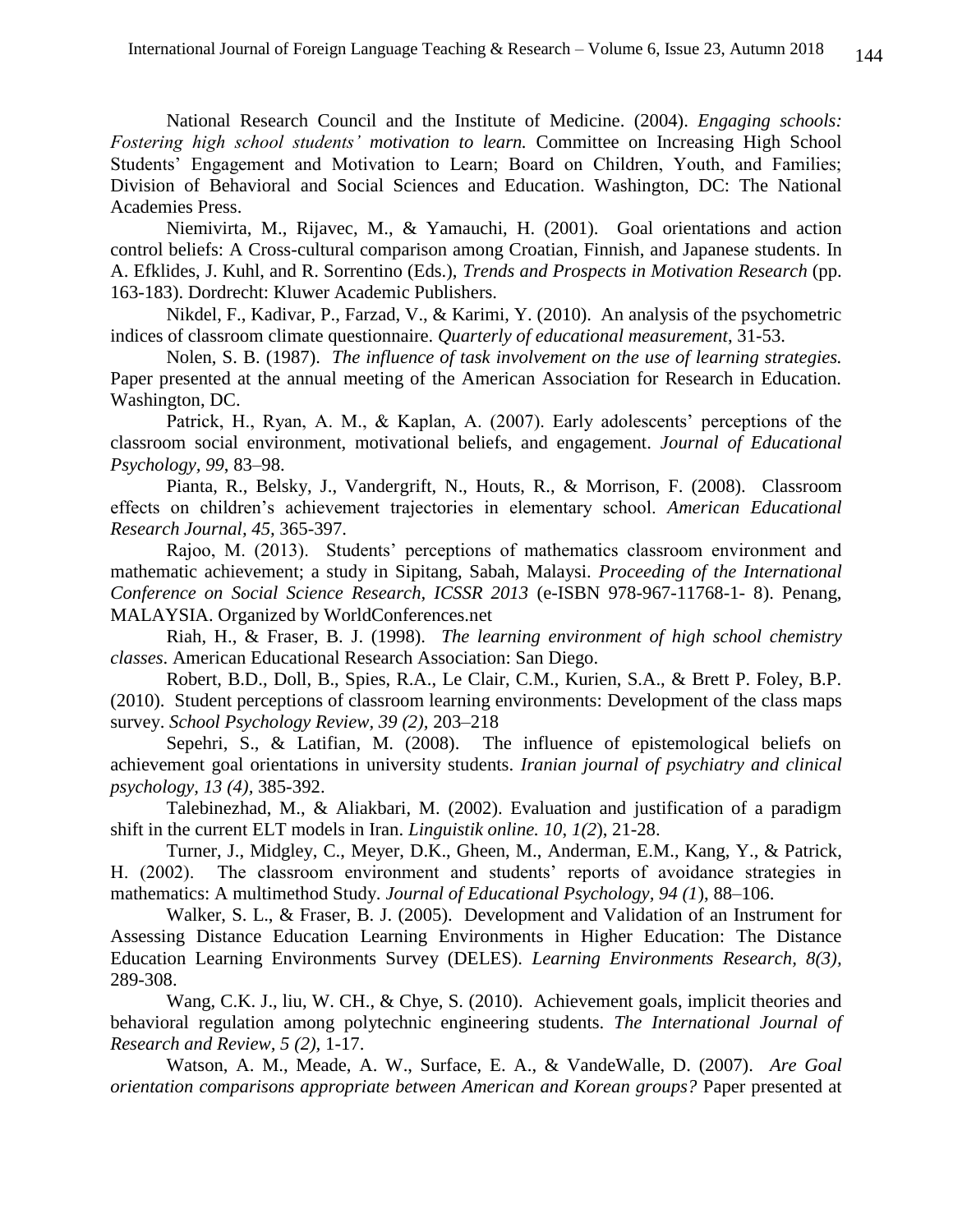National Research Council and the Institute of Medicine. (2004). *Engaging schools: Fostering high school students' motivation to learn.* Committee on Increasing High School Students' Engagement and Motivation to Learn; Board on Children, Youth, and Families; Division of Behavioral and Social Sciences and Education. Washington, DC: The National Academies Press.

Niemivirta, M., Rijavec, M., & Yamauchi, H. (2001). Goal orientations and action control beliefs: A Cross-cultural comparison among Croatian, Finnish, and Japanese students. In A. Efklides, J. Kuhl, and R. Sorrentino (Eds.), *Trends and Prospects in Motivation Research* (pp. 163-183). Dordrecht: Kluwer Academic Publishers.

Nikdel, F., Kadivar, P., Farzad, V., & Karimi, Y. (2010). An analysis of the psychometric indices of classroom climate questionnaire. *Quarterly of educational measurement*, 31-53.

Nolen, S. B. (1987). *The influence of task involvement on the use of learning strategies.* Paper presented at the annual meeting of the American Association for Research in Education. Washington, DC.

Patrick, H., Ryan, A. M., & Kaplan, A. (2007). Early adolescents' perceptions of the classroom social environment, motivational beliefs, and engagement. *Journal of Educational Psychology, 99*, 83–98.

Pianta, R., Belsky, J., Vandergrift, N., Houts, R., & Morrison, F. (2008). Classroom effects on children's achievement trajectories in elementary school. *American Educational Research Journal, 45,* 365-397.

Rajoo, M. (2013). Students' perceptions of mathematics classroom environment and mathematic achievement; a study in Sipitang, Sabah, Malaysi. *Proceeding of the International Conference on Social Science Research, ICSSR 2013* (e-ISBN 978-967-11768-1- 8). Penang, MALAYSIA. Organized by WorldConferences.net

Riah, H., & Fraser, B. J. (1998). *The learning environment of high school chemistry classes*. American Educational Research Association: San Diego.

Robert, B.D., Doll, B., Spies, R.A., Le Clair, C.M., Kurien, S.A., & Brett P. Foley, B.P. (2010). Student perceptions of classroom learning environments: Development of the class maps survey. *School Psychology Review, 39 (2),* 203–218

Sepehri, S., & Latifian, M. (2008). The influence of epistemological beliefs on achievement goal orientations in university students. *Iranian journal of psychiatry and clinical psychology, 13 (4),* 385-392.

Talebinezhad, M., & Aliakbari, M. (2002). Evaluation and justification of a paradigm shift in the current ELT models in Iran. *Linguistik online. 10, 1(2*), 21-28.

Turner, J., Midgley, C., Meyer, D.K., Gheen, M., Anderman, E.M., Kang, Y., & Patrick, H. (2002). The classroom environment and students' reports of avoidance strategies in mathematics: A multimethod Study. *Journal of Educational Psychology, 94 (1*), 88–106.

Walker, S. L., & Fraser, B. J. (2005). Development and Validation of an Instrument for Assessing Distance Education Learning Environments in Higher Education: The Distance Education Learning Environments Survey (DELES). *Learning Environments Research, 8(3),* 289-308.

Wang, C.K. J., liu, W. CH., & Chye, S. (2010). Achievement goals, implicit theories and behavioral regulation among polytechnic engineering students. *The International Journal of Research and Review, 5 (2),* 1-17.

Watson, A. M., Meade, A. W., Surface, E. A., & VandeWalle, D. (2007). *Are Goal orientation comparisons appropriate between American and Korean groups?* Paper presented at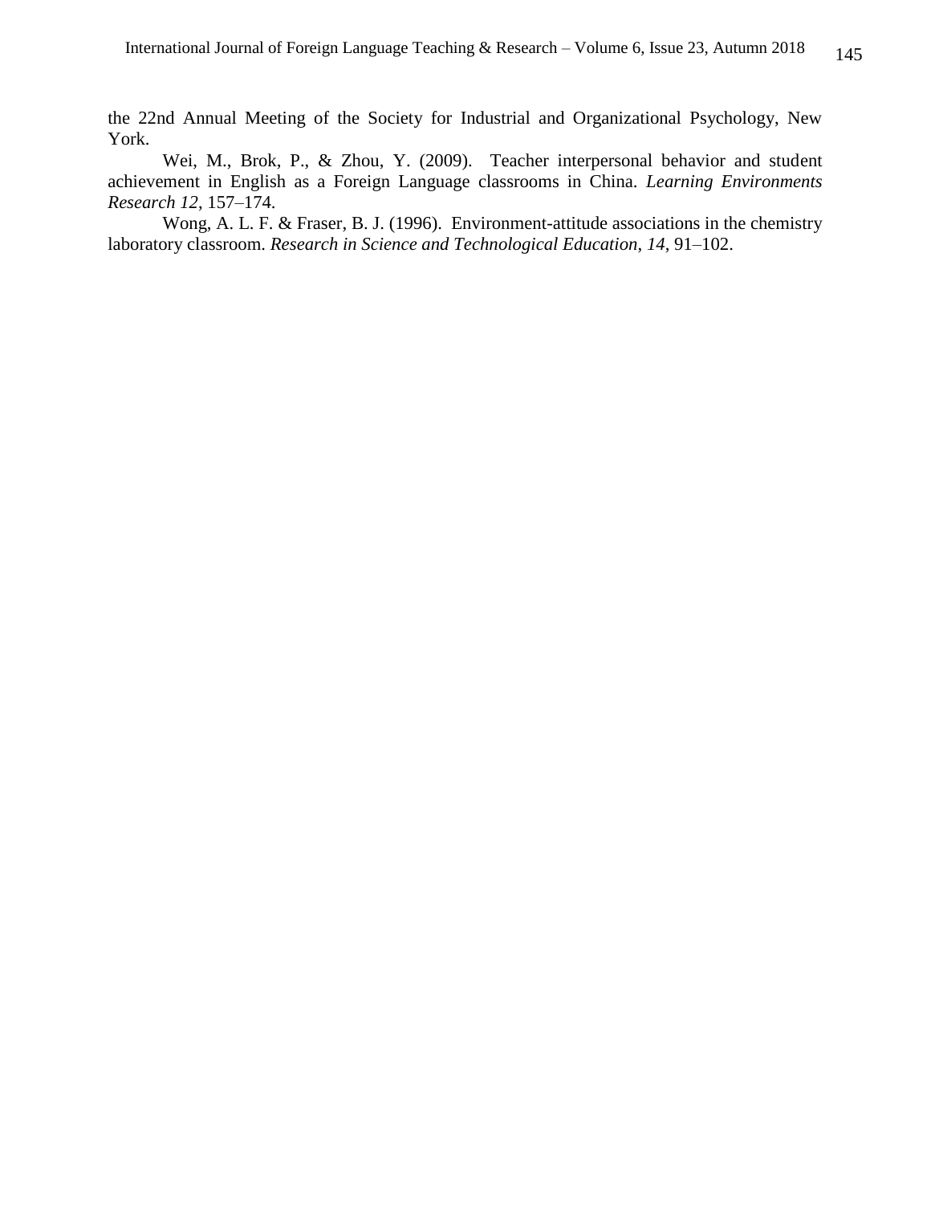the 22nd Annual Meeting of the Society for Industrial and Organizational Psychology, New York.

Wei, M., Brok, P., & Zhou, Y. (2009). Teacher interpersonal behavior and student achievement in English as a Foreign Language classrooms in China. *Learning Environments Research 12*, 157–174.

Wong, A. L. F. & Fraser, B. J. (1996). Environment-attitude associations in the chemistry laboratory classroom. *Research in Science and Technological Education*, *14*, 91–102.